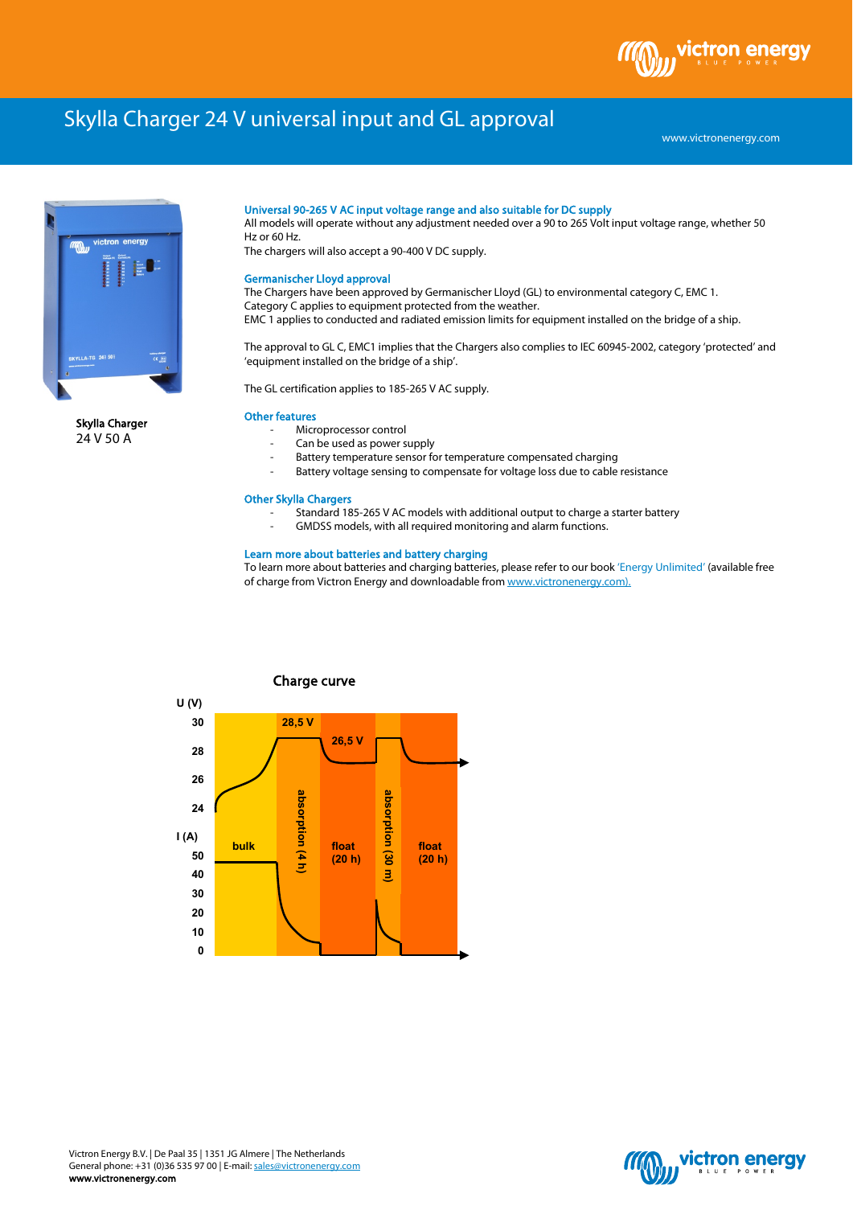# Skylla Charger 24 V universal input and GL approval

www.victronenergy.com

**Skylla Charger**
24 V 50 A

### Universal 90-265 V AC input voltage range and also suitable for DC supply

All models will operate without any adjustment needed over a 90 to 265 Volt input voltage range, whether 50 Hz or 60 Hz.
The chargers will also accept a 90-400 V DC supply.

### Germanischer Lloyd approval

The Chargers have been approved by Germanischer Lloyd (GL) to environmental category C, EMC 1.
Category C applies to equipment protected from the weather.
EMC 1 applies to conducted and radiated emission limits for equipment installed on the bridge of a ship.

The approval to GL C, EMC1 implies that the Chargers also complies to IEC 60945-2002, category 'protected' and 'equipment installed on the bridge of a ship'.

The GL certification applies to 185-265 V AC supply.

### Other features

- Microprocessor control
- Can be used as power supply
- Battery temperature sensor for temperature compensated charging
- Battery voltage sensing to compensate for voltage loss due to cable resistance

### Other Skylla Chargers

- Standard 185-265 V AC models with additional output to charge a starter battery
- GMDSS models, with all required monitoring and alarm functions.

### Learn more about batteries and battery charging

To learn more about batteries and charging batteries, please refer to our book 'Energy Unlimited' (available free of charge from Victron Energy and downloadable from www.victronenergy.com).

**Charge curve**

U (V): 30, 28, 26, 24 — I (A): 50, 40, 30, 20, 10, 0

bulk — absorption (4 h) 28,5 V — float (20 h) 26,5 V — absorption (30 m) — float (20 h)

Victron Energy B.V. | De Paal 35 | 1351 JG Almere | The Netherlands
General phone: +31 (0)36 535 97 00 | E-mail: sales@victronenergy.com
**www.victronenergy.com**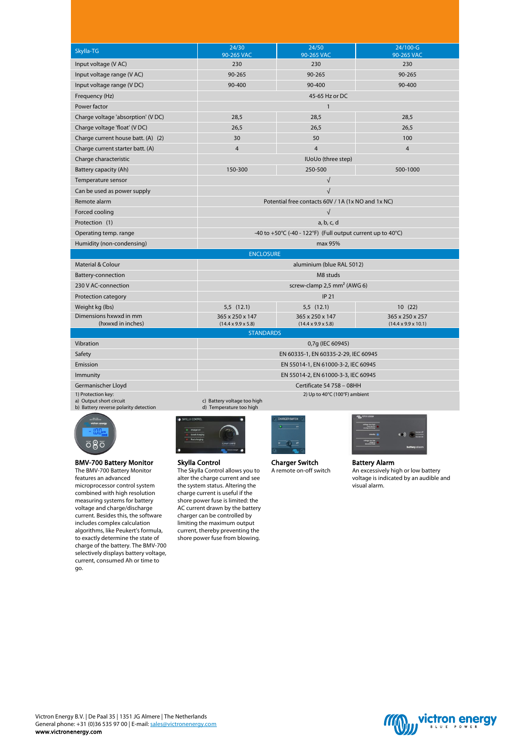| Skylla-TG | 24/30 90-265 VAC | 24/50 90-265 VAC | 24/100-G 90-265 VAC |
|---|---|---|---|
| Input voltage (V AC) | 230 | 230 | 230 |
| Input voltage range (V AC) | 90-265 | 90-265 | 90-265 |
| Input voltage range (V DC) | 90-400 | 90-400 | 90-400 |
| Frequency (Hz) | 45-65 Hz or DC | | |
| Power factor | 1 | | |
| Charge voltage 'absorption' (V DC) | 28,5 | 28,5 | 28,5 |
| Charge voltage 'float' (V DC) | 26,5 | 26,5 | 26,5 |
| Charge current house batt. (A) (2) | 30 | 50 | 100 |
| Charge current starter batt. (A) | 4 | 4 | 4 |
| Charge characteristic | IUoUo (three step) | | |
| Battery capacity (Ah) | 150-300 | 250-500 | 500-1000 |
| Temperature sensor | √ | | |
| Can be used as power supply | √ | | |
| Remote alarm | Potential free contacts 60V / 1A (1x NO and 1x NC) | | |
| Forced cooling | √ | | |
| Protection (1) | a, b, c, d | | |
| Operating temp. range | -40 to +50°C (-40 - 122°F) (Full output current up to 40°C) | | |
| Humidity (non-condensing) | max 95% | | |
| **ENCLOSURE** | | | |
| Material & Colour | aluminium (blue RAL 5012) | | |
| Battery-connection | M8 studs | | |
| 230 V AC-connection | screw-clamp 2,5 mm² (AWG 6) | | |
| Protection category | IP 21 | | |
| Weight kg (lbs) | 5,5 (12.1) | 5,5 (12.1) | 10 (22) |
| Dimensions hxwxd in mm (hxwxd in inches) | 365 x 250 x 147 (14.4 x 9.9 x 5.8) | 365 x 250 x 147 (14.4 x 9.9 x 5.8) | 365 x 250 x 257 (14.4 x 9.9 x 10.1) |
| **STANDARDS** | | | |
| Vibration | 0,7g (IEC 60945) | | |
| Safety | EN 60335-1, EN 60335-2-29, IEC 60945 | | |
| Emission | EN 55014-1, EN 61000-3-2, IEC 60945 | | |
| Immunity | EN 55014-2, EN 61000-3-3, IEC 60945 | | |
| Germanischer Lloyd | Certificate 54 758 – 08HH | | |

1) Protection key:
a) Output short circuit
b) Battery reverse polarity detection
c) Battery voltage too high
d) Temperature too high

2) Up to 40°C (100°F) ambient

**BMV-700 Battery Monitor**
The BMV-700 Battery Monitor features an advanced microprocessor control system combined with high resolution measuring systems for battery voltage and charge/discharge current. Besides this, the software includes complex calculation algorithms, like Peukert's formula, to exactly determine the state of charge of the battery. The BMV-700 selectively displays battery voltage, current, consumed Ah or time to go.

**Skylla Control**
The Skylla Control allows you to alter the charge current and see the system status. Altering the charge current is useful if the shore power fuse is limited: the AC current drawn by the battery charger can be controlled by limiting the maximum output current, thereby preventing the shore power fuse from blowing.

**Charger Switch**
A remote on-off switch

**Battery Alarm**
An excessively high or low battery voltage is indicated by an audible and visual alarm.

Victron Energy B.V. | De Paal 35 | 1351 JG Almere | The Netherlands
General phone: +31 (0)36 535 97 00 | E-mail: sales@victronenergy.com
**www.victronenergy.com**